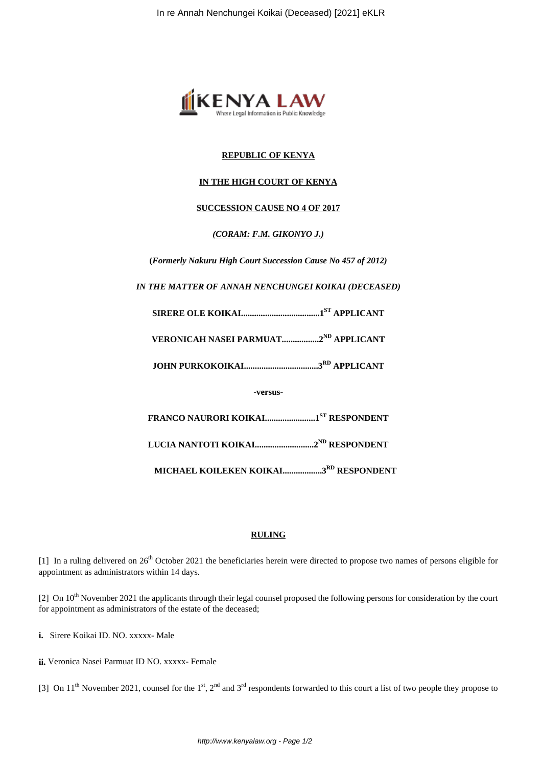**REPUBLIC OF KENYA**

**IN THE HIGH COURT OF KENYA**

**SUCCESSION CAUSE NO 4 OF 2017**

***(CORAM: F.M. GIKONYO J.)***

**(*Formerly Nakuru High Court Succession Cause No 457 of 2012*)**

***IN THE MATTER OF ANNAH NENCHUNGEI KOIKAI (DECEASED)***

**SIRERE OLE KOIKAI....................................1ST APPLICANT**

**VERONICAH NASEI PARMUAT.................2ND APPLICANT**

**JOHN PURKOKOIKAI..................................3RD APPLICANT**

**-versus-**

**FRANCO NAURORI KOIKAI.......................1ST RESPONDENT**

**LUCIA NANTOTI KOIKAI...........................2ND RESPONDENT**

**MICHAEL KOILEKEN KOIKAI..................3RD RESPONDENT**

## RULING

[1] In a ruling delivered on 26th October 2021 the beneficiaries herein were directed to propose two names of persons eligible for appointment as administrators within 14 days.

[2] On 10th November 2021 the applicants through their legal counsel proposed the following persons for consideration by the court for appointment as administrators of the estate of the deceased;

**i.** Sirere Koikai ID. NO. xxxxx- Male

**ii.** Veronica Nasei Parmuat ID NO. xxxxx- Female

[3] On 11th November 2021, counsel for the 1st, 2nd and 3rd respondents forwarded to this court a list of two people they propose to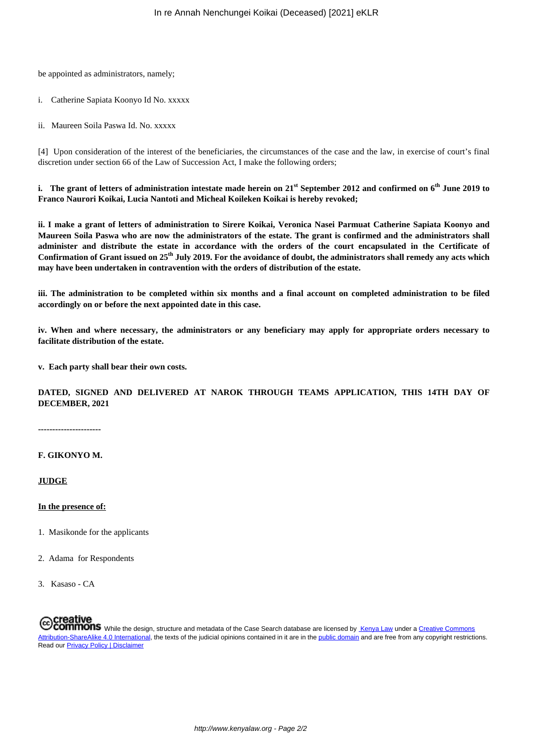be appointed as administrators, namely;

i. Catherine Sapiata Koonyo Id No. xxxxx

ii. Maureen Soila Paswa Id. No. xxxxx

[4] Upon consideration of the interest of the beneficiaries, the circumstances of the case and the law, in exercise of court's final discretion under section 66 of the Law of Succession Act, I make the following orders;

**i. The grant of letters of administration intestate made herein on 21st September 2012 and confirmed on 6th June 2019 to Franco Naurori Koikai, Lucia Nantoti and Micheal Koileken Koikai is hereby revoked;**

**ii. I make a grant of letters of administration to Sirere Koikai, Veronica Nasei Parmuat Catherine Sapiata Koonyo and Maureen Soila Paswa who are now the administrators of the estate. The grant is confirmed and the administrators shall administer and distribute the estate in accordance with the orders of the court encapsulated in the Certificate of Confirmation of Grant issued on 25th July 2019. For the avoidance of doubt, the administrators shall remedy any acts which may have been undertaken in contravention with the orders of distribution of the estate.**

**iii. The administration to be completed within six months and a final account on completed administration to be filed accordingly on or before the next appointed date in this case.**

**iv. When and where necessary, the administrators or any beneficiary may apply for appropriate orders necessary to facilitate distribution of the estate.**

**v. Each party shall bear their own costs.**

**DATED, SIGNED AND DELIVERED AT NAROK THROUGH TEAMS APPLICATION, THIS 14TH DAY OF DECEMBER, 2021**

----------------------

**F. GIKONYO M.**

**JUDGE**

**In the presence of:**

1. Masikonde for the applicants

2. Adama for Respondents

3. Kasaso - CA

While the design, structure and metadata of the Case Search database are licensed by Kenya Law under a Creative Commons Attribution-ShareAlike 4.0 International, the texts of the judicial opinions contained in it are in the public domain and are free from any copyright restrictions. Read our Privacy Policy | Disclaimer